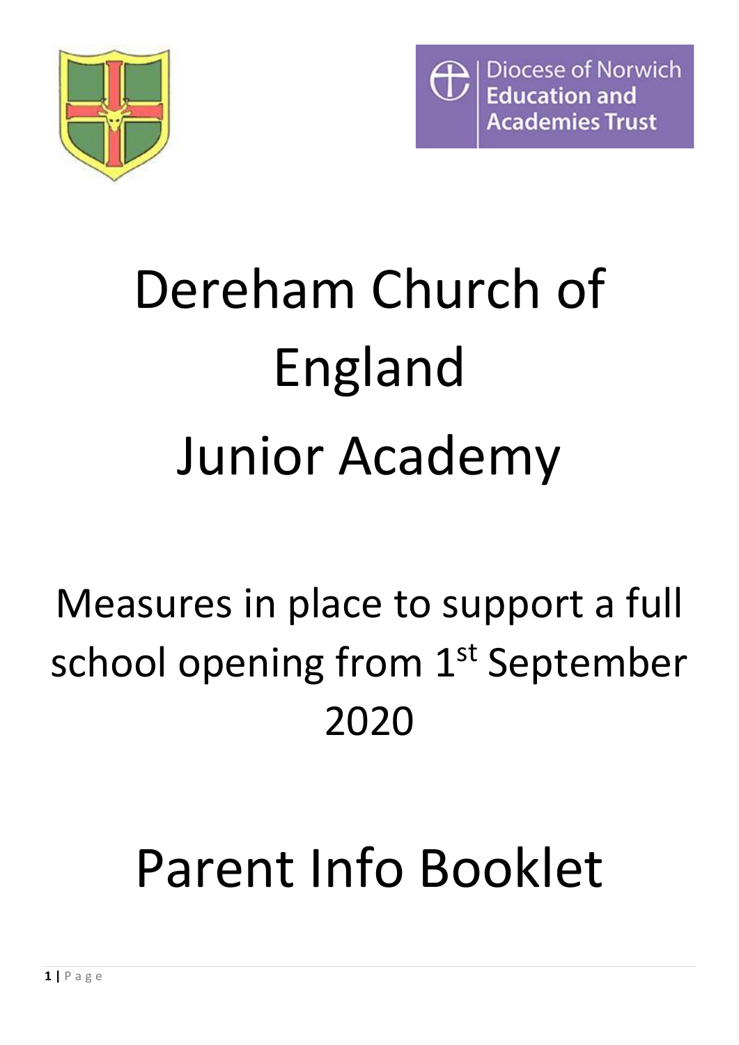Diocese of Norwich Education and Academies Trust

# Dereham Church of England Junior Academy

## Measures in place to support a full school opening from 1st September 2020

# Parent Info Booklet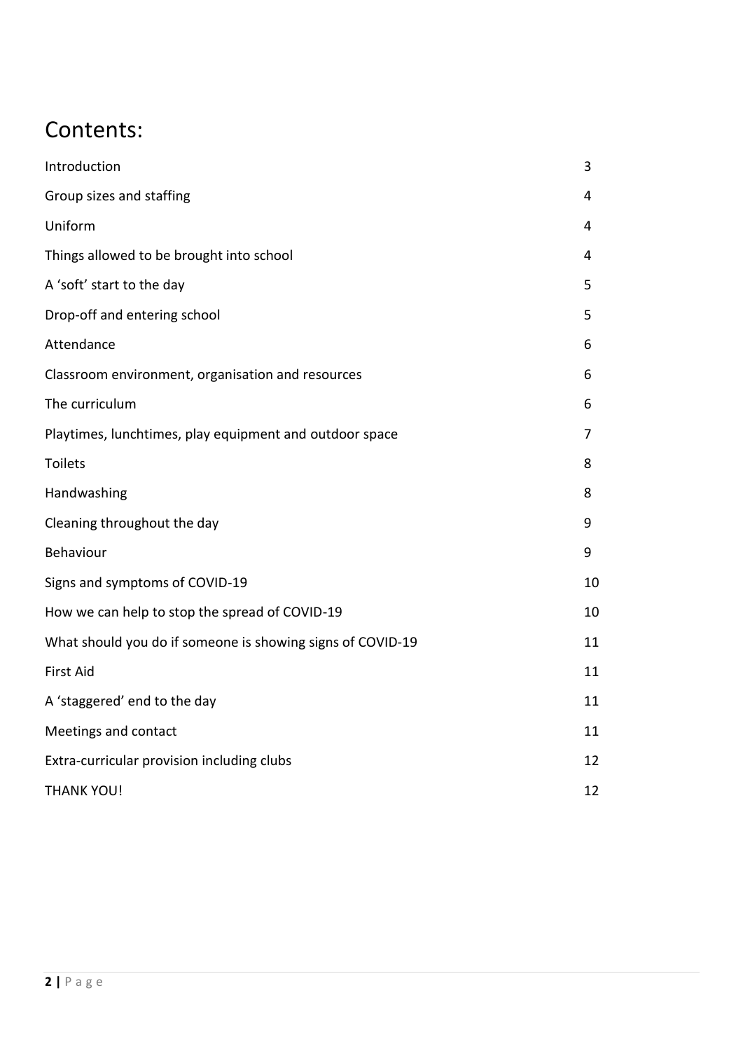# Contents:

| | |
|---|---|
| Introduction | 3 |
| Group sizes and staffing | 4 |
| Uniform | 4 |
| Things allowed to be brought into school | 4 |
| A 'soft' start to the day | 5 |
| Drop-off and entering school | 5 |
| Attendance | 6 |
| Classroom environment, organisation and resources | 6 |
| The curriculum | 6 |
| Playtimes, lunchtimes, play equipment and outdoor space | 7 |
| Toilets | 8 |
| Handwashing | 8 |
| Cleaning throughout the day | 9 |
| Behaviour | 9 |
| Signs and symptoms of COVID-19 | 10 |
| How we can help to stop the spread of COVID-19 | 10 |
| What should you do if someone is showing signs of COVID-19 | 11 |
| First Aid | 11 |
| A 'staggered' end to the day | 11 |
| Meetings and contact | 11 |
| Extra-curricular provision including clubs | 12 |
| THANK YOU! | 12 |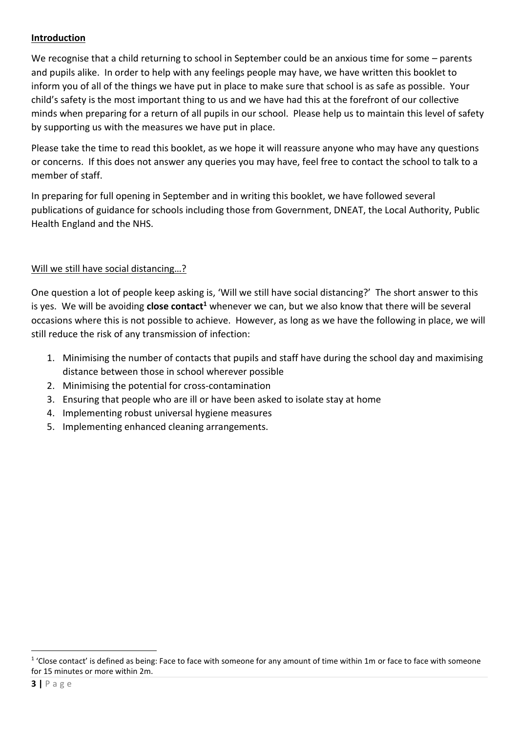## Introduction

We recognise that a child returning to school in September could be an anxious time for some – parents and pupils alike. In order to help with any feelings people may have, we have written this booklet to inform you of all of the things we have put in place to make sure that school is as safe as possible. Your child's safety is the most important thing to us and we have had this at the forefront of our collective minds when preparing for a return of all pupils in our school. Please help us to maintain this level of safety by supporting us with the measures we have put in place.

Please take the time to read this booklet, as we hope it will reassure anyone who may have any questions or concerns. If this does not answer any queries you may have, feel free to contact the school to talk to a member of staff.

In preparing for full opening in September and in writing this booklet, we have followed several publications of guidance for schools including those from Government, DNEAT, the Local Authority, Public Health England and the NHS.

### Will we still have social distancing…?

One question a lot of people keep asking is, 'Will we still have social distancing?' The short answer to this is yes. We will be avoiding **close contact**[1] whenever we can, but we also know that there will be several occasions where this is not possible to achieve. However, as long as we have the following in place, we will still reduce the risk of any transmission of infection:

1. Minimising the number of contacts that pupils and staff have during the school day and maximising distance between those in school wherever possible
2. Minimising the potential for cross-contamination
3. Ensuring that people who are ill or have been asked to isolate stay at home
4. Implementing robust universal hygiene measures
5. Implementing enhanced cleaning arrangements.

[1] 'Close contact' is defined as being: Face to face with someone for any amount of time within 1m or face to face with someone for 15 minutes or more within 2m.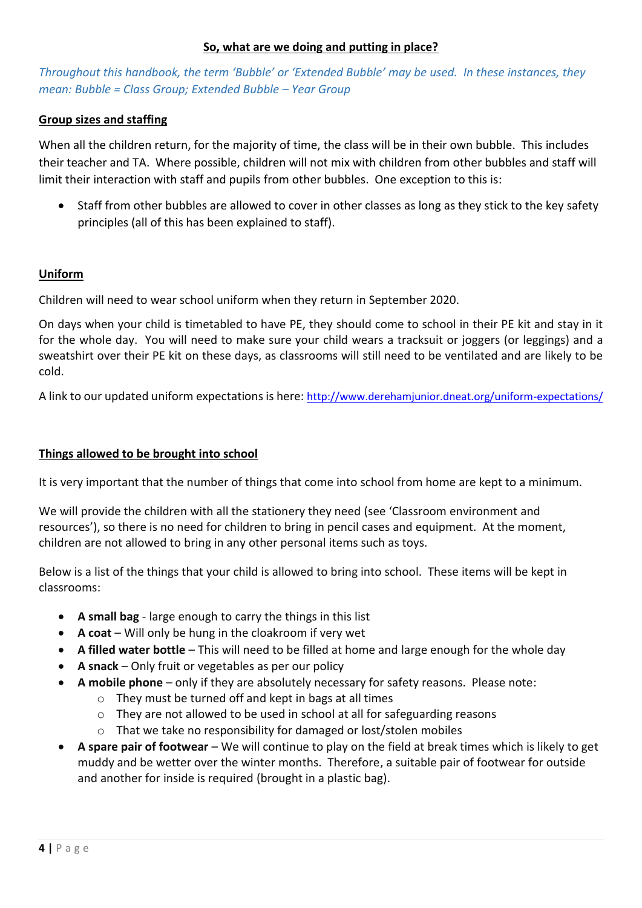## So, what are we doing and putting in place?

*Throughout this handbook, the term 'Bubble' or 'Extended Bubble' may be used. In these instances, they mean: Bubble = Class Group; Extended Bubble – Year Group*

### Group sizes and staffing

When all the children return, for the majority of time, the class will be in their own bubble. This includes their teacher and TA. Where possible, children will not mix with children from other bubbles and staff will limit their interaction with staff and pupils from other bubbles. One exception to this is:

- Staff from other bubbles are allowed to cover in other classes as long as they stick to the key safety principles (all of this has been explained to staff).

### Uniform

Children will need to wear school uniform when they return in September 2020.

On days when your child is timetabled to have PE, they should come to school in their PE kit and stay in it for the whole day. You will need to make sure your child wears a tracksuit or joggers (or leggings) and a sweatshirt over their PE kit on these days, as classrooms will still need to be ventilated and are likely to be cold.

A link to our updated uniform expectations is here: http://www.derehamjunior.dneat.org/uniform-expectations/

### Things allowed to be brought into school

It is very important that the number of things that come into school from home are kept to a minimum.

We will provide the children with all the stationery they need (see 'Classroom environment and resources'), so there is no need for children to bring in pencil cases and equipment. At the moment, children are not allowed to bring in any other personal items such as toys.

Below is a list of the things that your child is allowed to bring into school. These items will be kept in classrooms:

- **A small bag** - large enough to carry the things in this list
- **A coat** – Will only be hung in the cloakroom if very wet
- **A filled water bottle** – This will need to be filled at home and large enough for the whole day
- **A snack** – Only fruit or vegetables as per our policy
- **A mobile phone** – only if they are absolutely necessary for safety reasons. Please note:
    - They must be turned off and kept in bags at all times
    - They are not allowed to be used in school at all for safeguarding reasons
    - That we take no responsibility for damaged or lost/stolen mobiles
- **A spare pair of footwear** – We will continue to play on the field at break times which is likely to get muddy and be wetter over the winter months. Therefore, a suitable pair of footwear for outside and another for inside is required (brought in a plastic bag).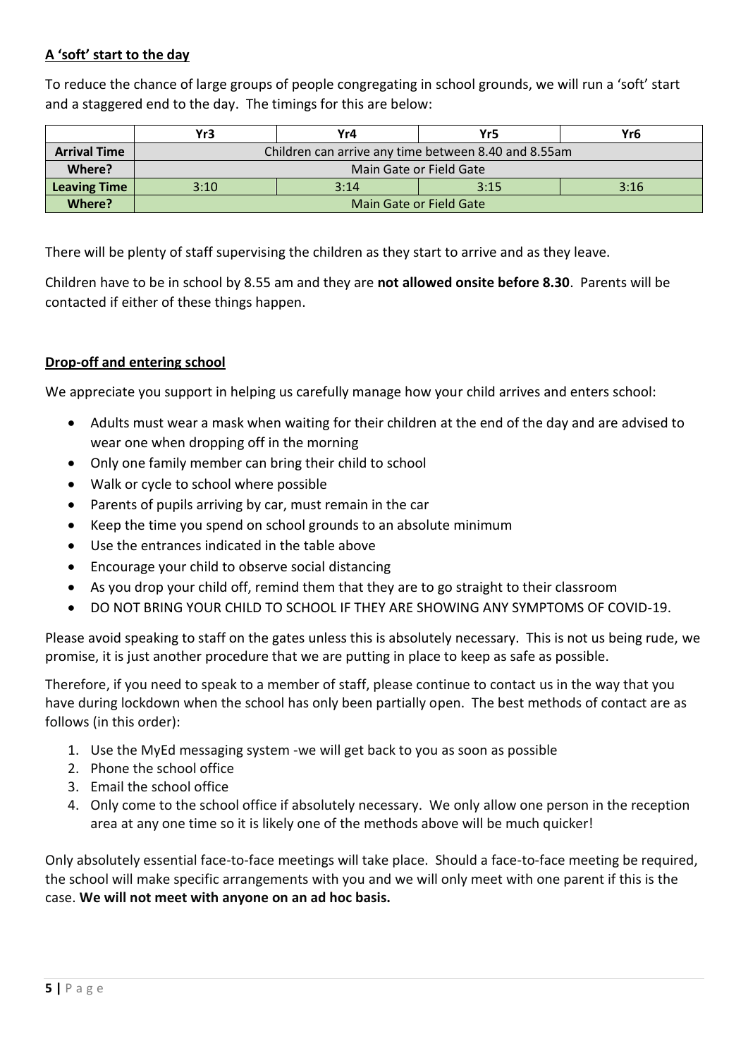**A 'soft' start to the day**

To reduce the chance of large groups of people congregating in school grounds, we will run a 'soft' start and a staggered end to the day. The timings for this are below:

| | Yr3 | Yr4 | Yr5 | Yr6 |
|---|---|---|---|---|
| **Arrival Time** | Children can arrive any time between 8.40 and 8.55am | | | |
| **Where?** | Main Gate or Field Gate | | | |
| **Leaving Time** | 3:10 | 3:14 | 3:15 | 3:16 |
| **Where?** | Main Gate or Field Gate | | | |

There will be plenty of staff supervising the children as they start to arrive and as they leave.

Children have to be in school by 8.55 am and they are **not allowed onsite before 8.30**. Parents will be contacted if either of these things happen.

**Drop-off and entering school**

We appreciate you support in helping us carefully manage how your child arrives and enters school:

- Adults must wear a mask when waiting for their children at the end of the day and are advised to wear one when dropping off in the morning
- Only one family member can bring their child to school
- Walk or cycle to school where possible
- Parents of pupils arriving by car, must remain in the car
- Keep the time you spend on school grounds to an absolute minimum
- Use the entrances indicated in the table above
- Encourage your child to observe social distancing
- As you drop your child off, remind them that they are to go straight to their classroom
- DO NOT BRING YOUR CHILD TO SCHOOL IF THEY ARE SHOWING ANY SYMPTOMS OF COVID-19.

Please avoid speaking to staff on the gates unless this is absolutely necessary. This is not us being rude, we promise, it is just another procedure that we are putting in place to keep as safe as possible.

Therefore, if you need to speak to a member of staff, please continue to contact us in the way that you have during lockdown when the school has only been partially open. The best methods of contact are as follows (in this order):

1. Use the MyEd messaging system -we will get back to you as soon as possible
2. Phone the school office
3. Email the school office
4. Only come to the school office if absolutely necessary. We only allow one person in the reception area at any one time so it is likely one of the methods above will be much quicker!

Only absolutely essential face-to-face meetings will take place. Should a face-to-face meeting be required, the school will make specific arrangements with you and we will only meet with one parent if this is the case. **We will not meet with anyone on an ad hoc basis.**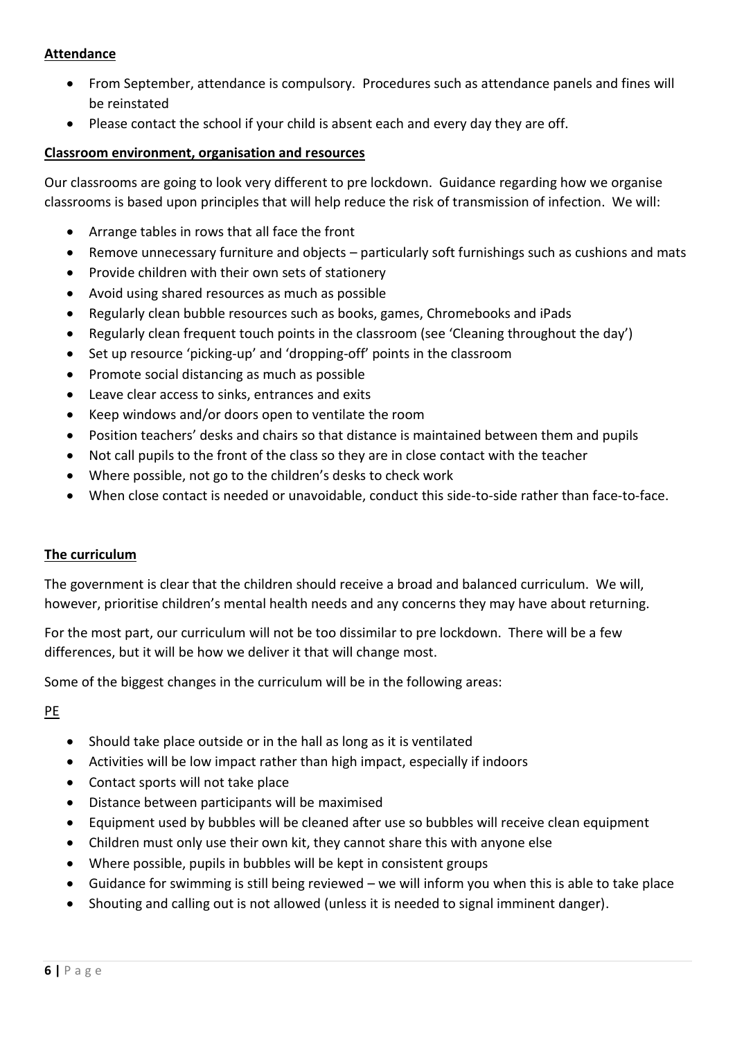## Attendance

- From September, attendance is compulsory. Procedures such as attendance panels and fines will be reinstated
- Please contact the school if your child is absent each and every day they are off.

## Classroom environment, organisation and resources

Our classrooms are going to look very different to pre lockdown. Guidance regarding how we organise classrooms is based upon principles that will help reduce the risk of transmission of infection. We will:

- Arrange tables in rows that all face the front
- Remove unnecessary furniture and objects – particularly soft furnishings such as cushions and mats
- Provide children with their own sets of stationery
- Avoid using shared resources as much as possible
- Regularly clean bubble resources such as books, games, Chromebooks and iPads
- Regularly clean frequent touch points in the classroom (see 'Cleaning throughout the day')
- Set up resource 'picking-up' and 'dropping-off' points in the classroom
- Promote social distancing as much as possible
- Leave clear access to sinks, entrances and exits
- Keep windows and/or doors open to ventilate the room
- Position teachers' desks and chairs so that distance is maintained between them and pupils
- Not call pupils to the front of the class so they are in close contact with the teacher
- Where possible, not go to the children's desks to check work
- When close contact is needed or unavoidable, conduct this side-to-side rather than face-to-face.

## The curriculum

The government is clear that the children should receive a broad and balanced curriculum. We will, however, prioritise children's mental health needs and any concerns they may have about returning.

For the most part, our curriculum will not be too dissimilar to pre lockdown. There will be a few differences, but it will be how we deliver it that will change most.

Some of the biggest changes in the curriculum will be in the following areas:

### PE

- Should take place outside or in the hall as long as it is ventilated
- Activities will be low impact rather than high impact, especially if indoors
- Contact sports will not take place
- Distance between participants will be maximised
- Equipment used by bubbles will be cleaned after use so bubbles will receive clean equipment
- Children must only use their own kit, they cannot share this with anyone else
- Where possible, pupils in bubbles will be kept in consistent groups
- Guidance for swimming is still being reviewed – we will inform you when this is able to take place
- Shouting and calling out is not allowed (unless it is needed to signal imminent danger).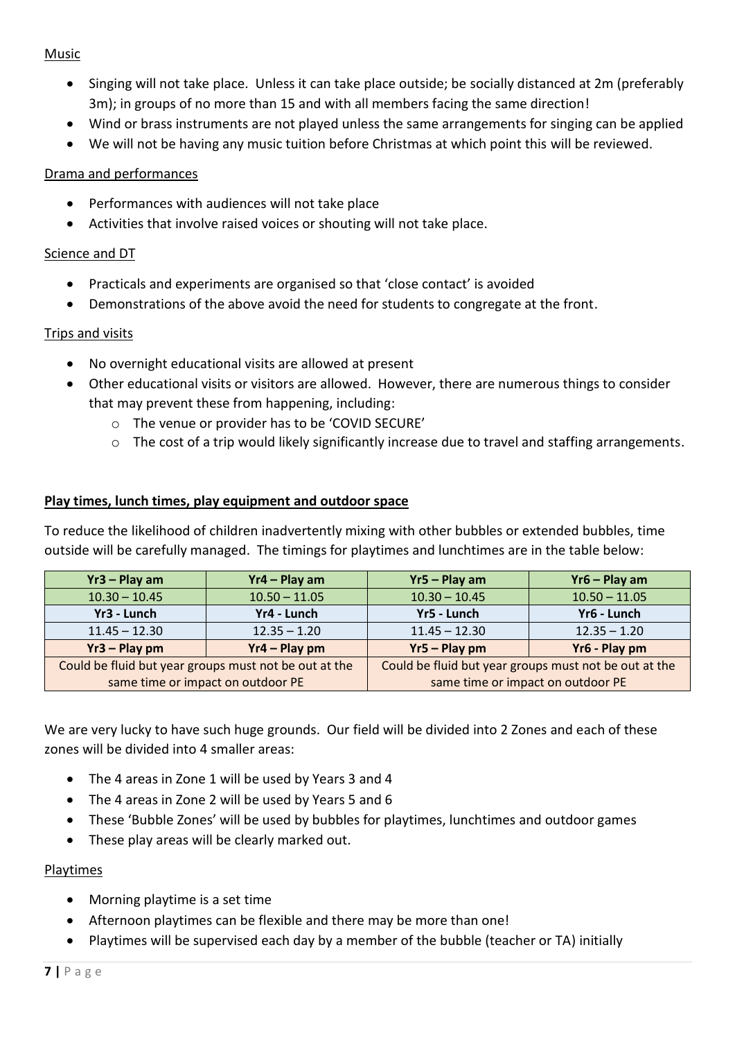Music

- Singing will not take place. Unless it can take place outside; be socially distanced at 2m (preferably 3m); in groups of no more than 15 and with all members facing the same direction!
- Wind or brass instruments are not played unless the same arrangements for singing can be applied
- We will not be having any music tuition before Christmas at which point this will be reviewed.

Drama and performances

- Performances with audiences will not take place
- Activities that involve raised voices or shouting will not take place.

Science and DT

- Practicals and experiments are organised so that 'close contact' is avoided
- Demonstrations of the above avoid the need for students to congregate at the front.

Trips and visits

- No overnight educational visits are allowed at present
- Other educational visits or visitors are allowed. However, there are numerous things to consider that may prevent these from happening, including:
    - The venue or provider has to be 'COVID SECURE'
    - The cost of a trip would likely significantly increase due to travel and staffing arrangements.

**Play times, lunch times, play equipment and outdoor space**

To reduce the likelihood of children inadvertently mixing with other bubbles or extended bubbles, time outside will be carefully managed. The timings for playtimes and lunchtimes are in the table below:

| Yr3 – Play am | Yr4 – Play am | Yr5 – Play am | Yr6 – Play am |
|---|---|---|---|
| 10.30 – 10.45 | 10.50 – 11.05 | 10.30 – 10.45 | 10.50 – 11.05 |
| **Yr3 - Lunch** | **Yr4 - Lunch** | **Yr5 - Lunch** | **Yr6 - Lunch** |
| 11.45 – 12.30 | 12.35 – 1.20 | 11.45 – 12.30 | 12.35 – 1.20 |
| **Yr3 – Play pm** | **Yr4 – Play pm** | **Yr5 – Play pm** | **Yr6 - Play pm** |
| Could be fluid but year groups must not be out at the same time or impact on outdoor PE | | Could be fluid but year groups must not be out at the same time or impact on outdoor PE | |

We are very lucky to have such huge grounds. Our field will be divided into 2 Zones and each of these zones will be divided into 4 smaller areas:

- The 4 areas in Zone 1 will be used by Years 3 and 4
- The 4 areas in Zone 2 will be used by Years 5 and 6
- These 'Bubble Zones' will be used by bubbles for playtimes, lunchtimes and outdoor games
- These play areas will be clearly marked out.

Playtimes

- Morning playtime is a set time
- Afternoon playtimes can be flexible and there may be more than one!
- Playtimes will be supervised each day by a member of the bubble (teacher or TA) initially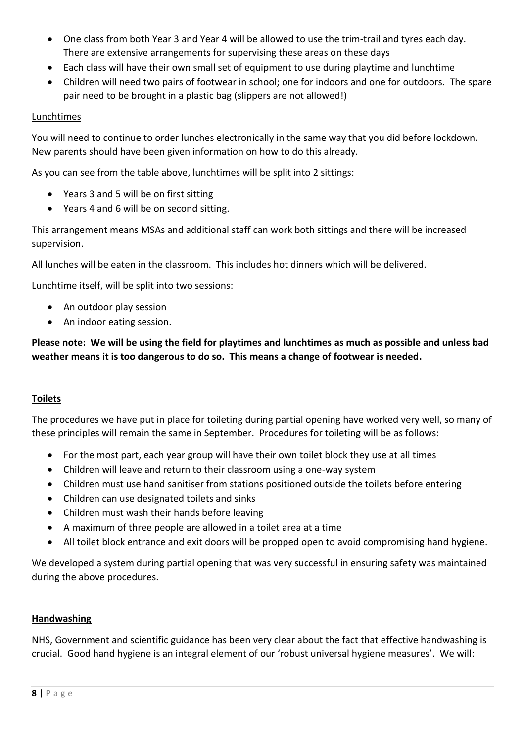- One class from both Year 3 and Year 4 will be allowed to use the trim-trail and tyres each day. There are extensive arrangements for supervising these areas on these days
- Each class will have their own small set of equipment to use during playtime and lunchtime
- Children will need two pairs of footwear in school; one for indoors and one for outdoors. The spare pair need to be brought in a plastic bag (slippers are not allowed!)

Lunchtimes

You will need to continue to order lunches electronically in the same way that you did before lockdown. New parents should have been given information on how to do this already.

As you can see from the table above, lunchtimes will be split into 2 sittings:

- Years 3 and 5 will be on first sitting
- Years 4 and 6 will be on second sitting.

This arrangement means MSAs and additional staff can work both sittings and there will be increased supervision.

All lunches will be eaten in the classroom. This includes hot dinners which will be delivered.

Lunchtime itself, will be split into two sessions:

- An outdoor play session
- An indoor eating session.

**Please note: We will be using the field for playtimes and lunchtimes as much as possible and unless bad weather means it is too dangerous to do so. This means a change of footwear is needed.**

## Toilets

The procedures we have put in place for toileting during partial opening have worked very well, so many of these principles will remain the same in September. Procedures for toileting will be as follows:

- For the most part, each year group will have their own toilet block they use at all times
- Children will leave and return to their classroom using a one-way system
- Children must use hand sanitiser from stations positioned outside the toilets before entering
- Children can use designated toilets and sinks
- Children must wash their hands before leaving
- A maximum of three people are allowed in a toilet area at a time
- All toilet block entrance and exit doors will be propped open to avoid compromising hand hygiene.

We developed a system during partial opening that was very successful in ensuring safety was maintained during the above procedures.

## Handwashing

NHS, Government and scientific guidance has been very clear about the fact that effective handwashing is crucial. Good hand hygiene is an integral element of our 'robust universal hygiene measures'. We will: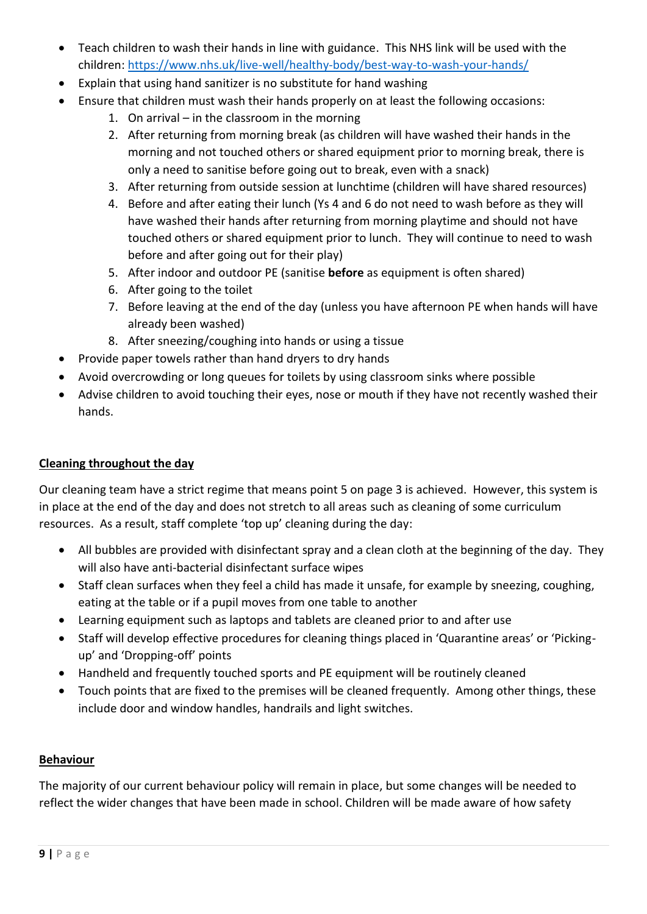- Teach children to wash their hands in line with guidance. This NHS link will be used with the children: [https://www.nhs.uk/live-well/healthy-body/best-way-to-wash-your-hands/](https://www.nhs.uk/live-well/healthy-body/best-way-to-wash-your-hands/)
- Explain that using hand sanitizer is no substitute for hand washing
- Ensure that children must wash their hands properly on at least the following occasions:
    1. On arrival – in the classroom in the morning
    2. After returning from morning break (as children will have washed their hands in the morning and not touched others or shared equipment prior to morning break, there is only a need to sanitise before going out to break, even with a snack)
    3. After returning from outside session at lunchtime (children will have shared resources)
    4. Before and after eating their lunch (Ys 4 and 6 do not need to wash before as they will have washed their hands after returning from morning playtime and should not have touched others or shared equipment prior to lunch. They will continue to need to wash before and after going out for their play)
    5. After indoor and outdoor PE (sanitise **before** as equipment is often shared)
    6. After going to the toilet
    7. Before leaving at the end of the day (unless you have afternoon PE when hands will have already been washed)
    8. After sneezing/coughing into hands or using a tissue
- Provide paper towels rather than hand dryers to dry hands
- Avoid overcrowding or long queues for toilets by using classroom sinks where possible
- Advise children to avoid touching their eyes, nose or mouth if they have not recently washed their hands.

## <u>Cleaning throughout the day</u>

Our cleaning team have a strict regime that means point 5 on page 3 is achieved. However, this system is in place at the end of the day and does not stretch to all areas such as cleaning of some curriculum resources. As a result, staff complete 'top up' cleaning during the day:

- All bubbles are provided with disinfectant spray and a clean cloth at the beginning of the day. They will also have anti-bacterial disinfectant surface wipes
- Staff clean surfaces when they feel a child has made it unsafe, for example by sneezing, coughing, eating at the table or if a pupil moves from one table to another
- Learning equipment such as laptops and tablets are cleaned prior to and after use
- Staff will develop effective procedures for cleaning things placed in 'Quarantine areas' or 'Picking-up' and 'Dropping-off' points
- Handheld and frequently touched sports and PE equipment will be routinely cleaned
- Touch points that are fixed to the premises will be cleaned frequently. Among other things, these include door and window handles, handrails and light switches.

## <u>Behaviour</u>

The majority of our current behaviour policy will remain in place, but some changes will be needed to reflect the wider changes that have been made in school. Children will be made aware of how safety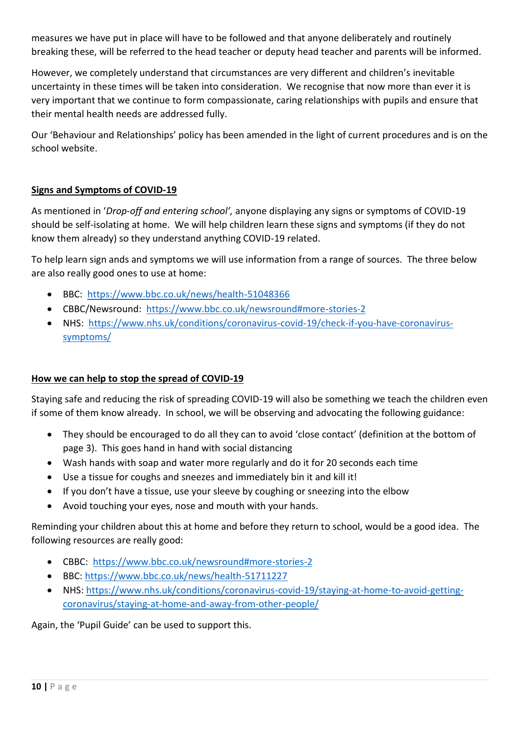measures we have put in place will have to be followed and that anyone deliberately and routinely breaking these, will be referred to the head teacher or deputy head teacher and parents will be informed.

However, we completely understand that circumstances are very different and children's inevitable uncertainty in these times will be taken into consideration. We recognise that now more than ever it is very important that we continue to form compassionate, caring relationships with pupils and ensure that their mental health needs are addressed fully.

Our 'Behaviour and Relationships' policy has been amended in the light of current procedures and is on the school website.

## Signs and Symptoms of COVID-19

As mentioned in '*Drop-off and entering school',* anyone displaying any signs or symptoms of COVID-19 should be self-isolating at home. We will help children learn these signs and symptoms (if they do not know them already) so they understand anything COVID-19 related.

To help learn sign ands and symptoms we will use information from a range of sources. The three below are also really good ones to use at home:

- BBC: https://www.bbc.co.uk/news/health-51048366
- CBBC/Newsround: https://www.bbc.co.uk/newsround#more-stories-2
- NHS: https://www.nhs.uk/conditions/coronavirus-covid-19/check-if-you-have-coronavirus-symptoms/

## How we can help to stop the spread of COVID-19

Staying safe and reducing the risk of spreading COVID-19 will also be something we teach the children even if some of them know already. In school, we will be observing and advocating the following guidance:

- They should be encouraged to do all they can to avoid 'close contact' (definition at the bottom of page 3). This goes hand in hand with social distancing
- Wash hands with soap and water more regularly and do it for 20 seconds each time
- Use a tissue for coughs and sneezes and immediately bin it and kill it!
- If you don't have a tissue, use your sleeve by coughing or sneezing into the elbow
- Avoid touching your eyes, nose and mouth with your hands.

Reminding your children about this at home and before they return to school, would be a good idea. The following resources are really good:

- CBBC: https://www.bbc.co.uk/newsround#more-stories-2
- BBC: https://www.bbc.co.uk/news/health-51711227
- NHS: https://www.nhs.uk/conditions/coronavirus-covid-19/staying-at-home-to-avoid-getting-coronavirus/staying-at-home-and-away-from-other-people/

Again, the 'Pupil Guide' can be used to support this.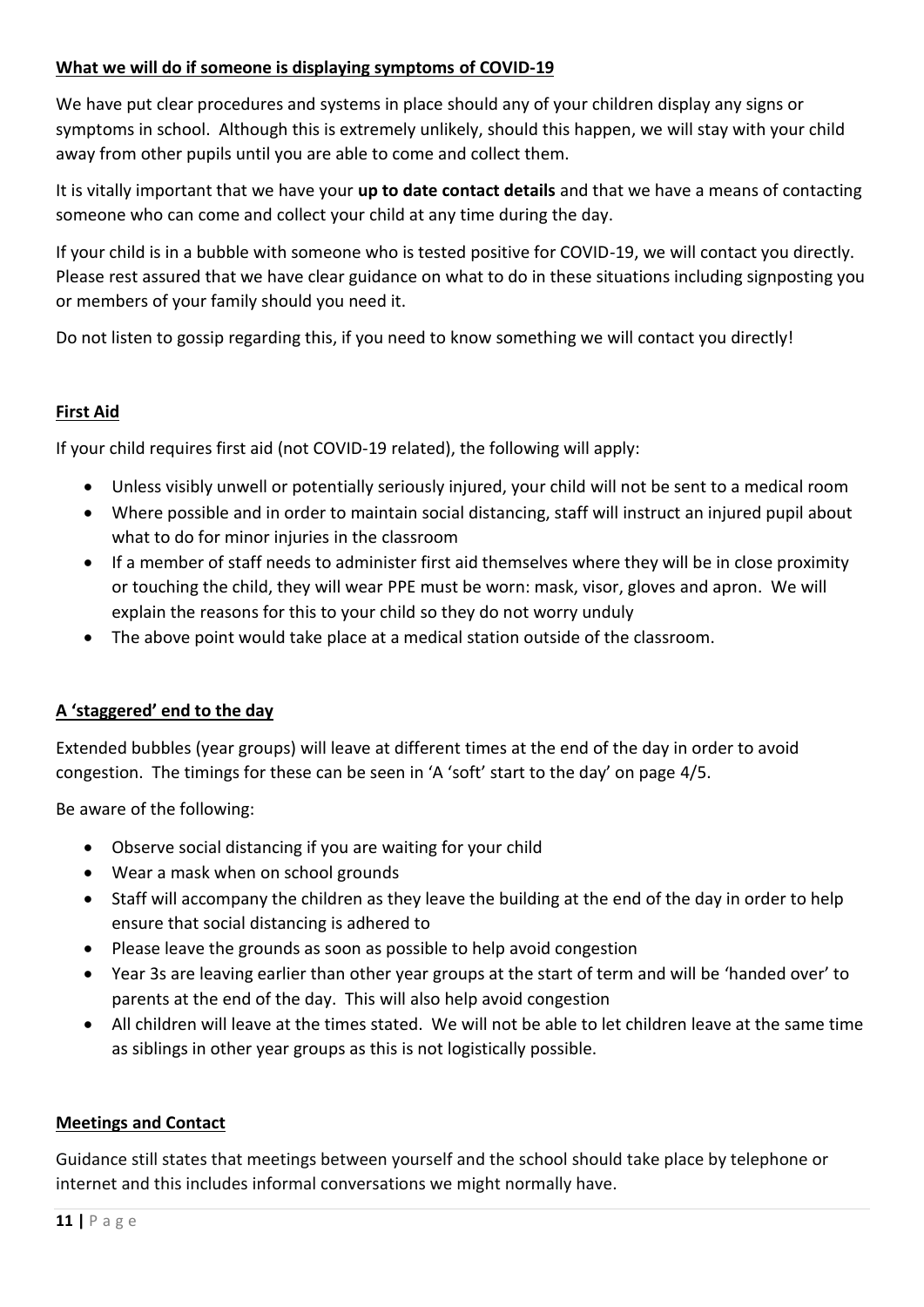## What we will do if someone is displaying symptoms of COVID-19

We have put clear procedures and systems in place should any of your children display any signs or symptoms in school. Although this is extremely unlikely, should this happen, we will stay with your child away from other pupils until you are able to come and collect them.

It is vitally important that we have your **up to date contact details** and that we have a means of contacting someone who can come and collect your child at any time during the day.

If your child is in a bubble with someone who is tested positive for COVID-19, we will contact you directly. Please rest assured that we have clear guidance on what to do in these situations including signposting you or members of your family should you need it.

Do not listen to gossip regarding this, if you need to know something we will contact you directly!

## First Aid

If your child requires first aid (not COVID-19 related), the following will apply:

- Unless visibly unwell or potentially seriously injured, your child will not be sent to a medical room
- Where possible and in order to maintain social distancing, staff will instruct an injured pupil about what to do for minor injuries in the classroom
- If a member of staff needs to administer first aid themselves where they will be in close proximity or touching the child, they will wear PPE must be worn: mask, visor, gloves and apron. We will explain the reasons for this to your child so they do not worry unduly
- The above point would take place at a medical station outside of the classroom.

## A 'staggered' end to the day

Extended bubbles (year groups) will leave at different times at the end of the day in order to avoid congestion. The timings for these can be seen in 'A 'soft' start to the day' on page 4/5.

Be aware of the following:

- Observe social distancing if you are waiting for your child
- Wear a mask when on school grounds
- Staff will accompany the children as they leave the building at the end of the day in order to help ensure that social distancing is adhered to
- Please leave the grounds as soon as possible to help avoid congestion
- Year 3s are leaving earlier than other year groups at the start of term and will be 'handed over' to parents at the end of the day. This will also help avoid congestion
- All children will leave at the times stated. We will not be able to let children leave at the same time as siblings in other year groups as this is not logistically possible.

## Meetings and Contact

Guidance still states that meetings between yourself and the school should take place by telephone or internet and this includes informal conversations we might normally have.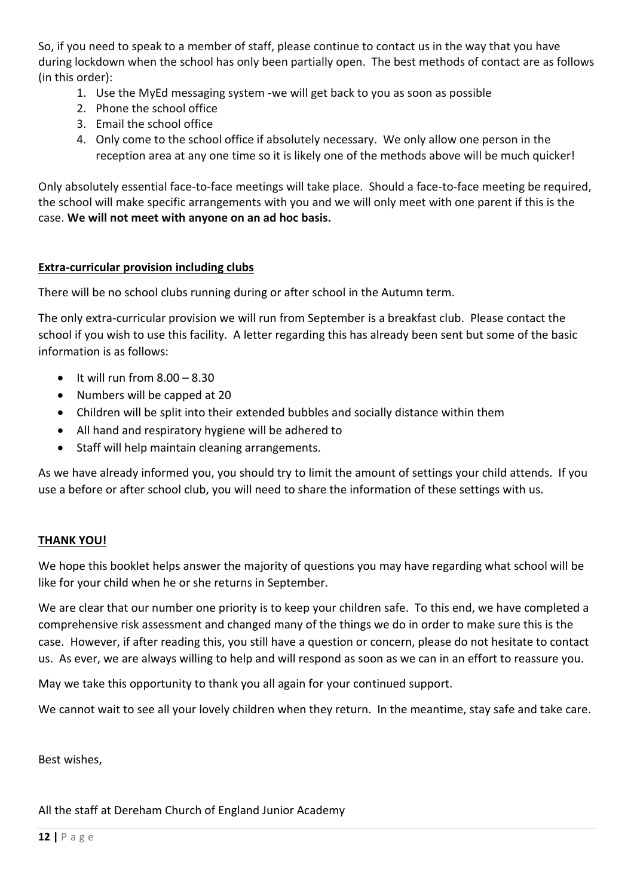So, if you need to speak to a member of staff, please continue to contact us in the way that you have during lockdown when the school has only been partially open. The best methods of contact are as follows (in this order):

1. Use the MyEd messaging system -we will get back to you as soon as possible
2. Phone the school office
3. Email the school office
4. Only come to the school office if absolutely necessary. We only allow one person in the reception area at any one time so it is likely one of the methods above will be much quicker!

Only absolutely essential face-to-face meetings will take place. Should a face-to-face meeting be required, the school will make specific arrangements with you and we will only meet with one parent if this is the case. **We will not meet with anyone on an ad hoc basis.**

## Extra-curricular provision including clubs

There will be no school clubs running during or after school in the Autumn term.

The only extra-curricular provision we will run from September is a breakfast club. Please contact the school if you wish to use this facility. A letter regarding this has already been sent but some of the basic information is as follows:

- It will run from 8.00 – 8.30
- Numbers will be capped at 20
- Children will be split into their extended bubbles and socially distance within them
- All hand and respiratory hygiene will be adhered to
- Staff will help maintain cleaning arrangements.

As we have already informed you, you should try to limit the amount of settings your child attends. If you use a before or after school club, you will need to share the information of these settings with us.

## THANK YOU!

We hope this booklet helps answer the majority of questions you may have regarding what school will be like for your child when he or she returns in September.

We are clear that our number one priority is to keep your children safe. To this end, we have completed a comprehensive risk assessment and changed many of the things we do in order to make sure this is the case. However, if after reading this, you still have a question or concern, please do not hesitate to contact us. As ever, we are always willing to help and will respond as soon as we can in an effort to reassure you.

May we take this opportunity to thank you all again for your continued support.

We cannot wait to see all your lovely children when they return. In the meantime, stay safe and take care.

Best wishes,

All the staff at Dereham Church of England Junior Academy